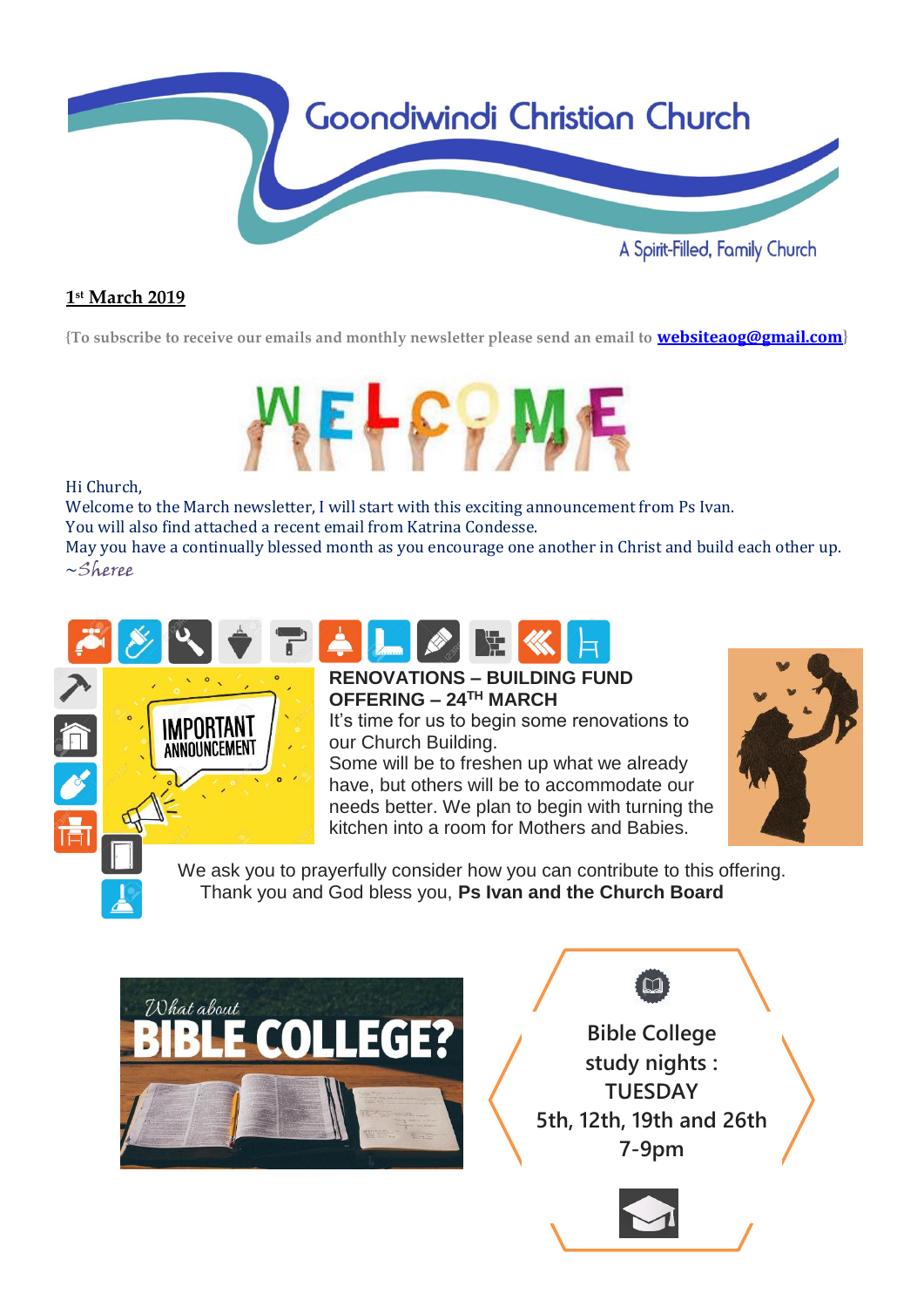# Goondiwindi Christian Church

A Spirit-Filled, Family Church

**1st March 2019**

{To subscribe to receive our emails and monthly newsletter please send an email to **websiteaog@gmail.com**}

WELCOME

Hi Church,
Welcome to the March newsletter, I will start with this exciting announcement from Ps Ivan.
You will also find attached a recent email from Katrina Condesse.
May you have a continually blessed month as you encourage one another in Christ and build each other up.
~*Sheree*

IMPORTANT ANNOUNCEMENT

**RENOVATIONS – BUILDING FUND OFFERING – 24TH MARCH**

It's time for us to begin some renovations to our Church Building.
Some will be to freshen up what we already have, but others will be to accommodate our needs better. We plan to begin with turning the kitchen into a room for Mothers and Babies.

We ask you to prayerfully consider how you can contribute to this offering.
Thank you and God bless you, **Ps Ivan and the Church Board**

*What about* **BIBLE COLLEGE?**

Bible College study nights :
TUESDAY
5th, 12th, 19th and 26th
7-9pm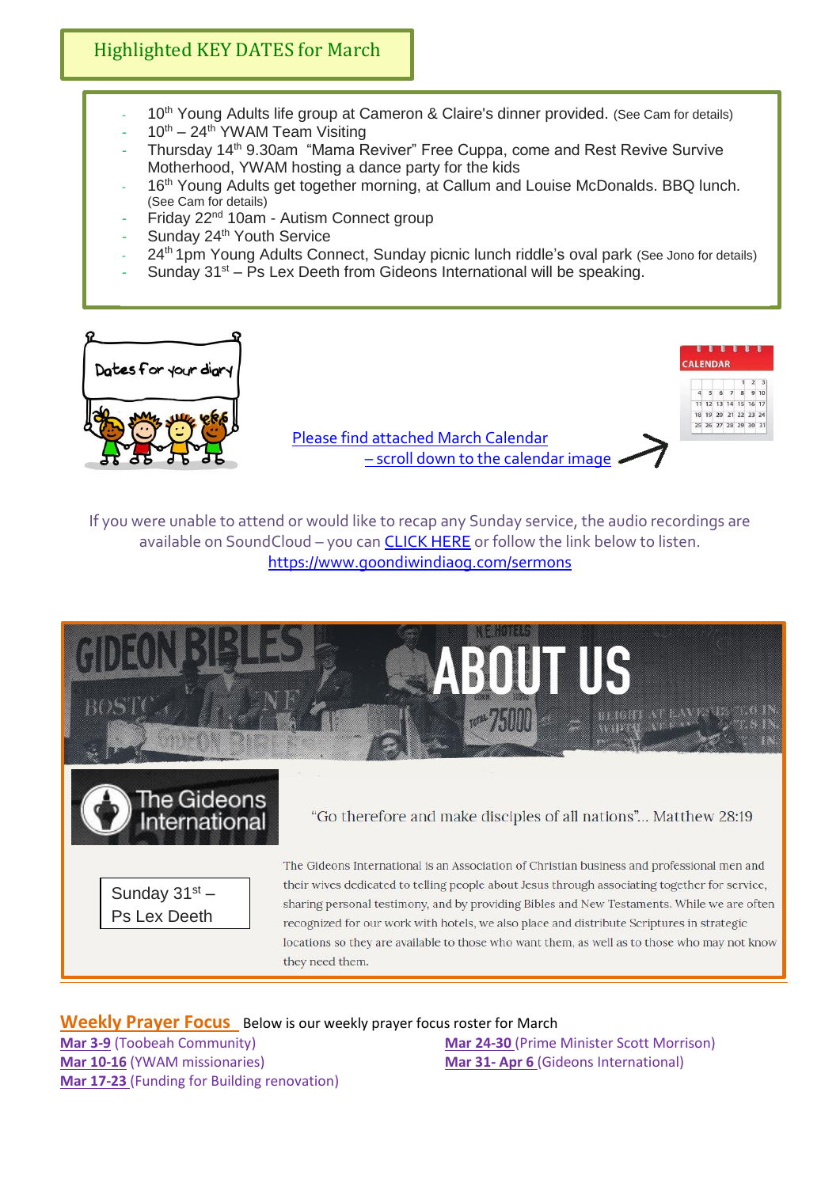## Highlighted KEY DATES for March

- 10th Young Adults life group at Cameron & Claire's dinner provided. (See Cam for details)
- 10th – 24th YWAM Team Visiting
- Thursday 14th 9.30am "Mama Reviver" Free Cuppa, come and Rest Revive Survive Motherhood, YWAM hosting a dance party for the kids
- 16th Young Adults get together morning, at Callum and Louise McDonalds. BBQ lunch. (See Cam for details)
- Friday 22nd 10am - Autism Connect group
- Sunday 24th Youth Service
- 24th 1pm Young Adults Connect, Sunday picnic lunch riddle's oval park (See Jono for details)
- Sunday 31st – Ps Lex Deeth from Gideons International will be speaking.

Dates for your diary

Please find attached March Calendar – scroll down to the calendar image

If you were unable to attend or would like to recap any Sunday service, the audio recordings are available on SoundCloud – you can CLICK HERE or follow the link below to listen.
https://www.goondiwindiaog.com/sermons

## ABOUT US

The Gideons International

"Go therefore and make disciples of all nations"... Matthew 28:19

Sunday 31st – Ps Lex Deeth

The Gideons International is an Association of Christian business and professional men and their wives dedicated to telling people about Jesus through associating together for service, sharing personal testimony, and by providing Bibles and New Testaments. While we are often recognized for our work with hotels, we also place and distribute Scriptures in strategic locations so they are available to those who want them, as well as to those who may not know they need them.

**Weekly Prayer Focus** Below is our weekly prayer focus roster for March

**Mar 3-9** (Toobeah Community)
**Mar 10-16** (YWAM missionaries)
**Mar 17-23** (Funding for Building renovation)
**Mar 24-30** (Prime Minister Scott Morrison)
**Mar 31- Apr 6** (Gideons International)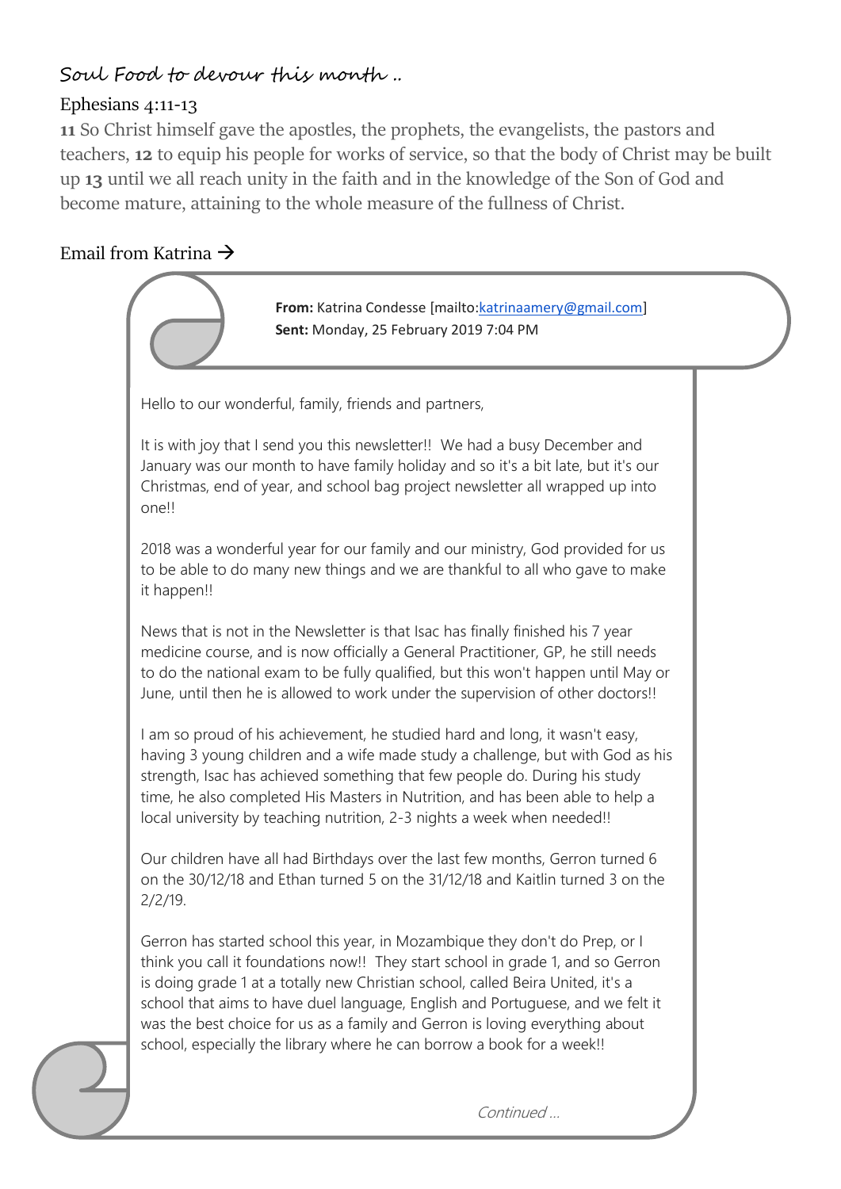## Soul Food to devour this month ..

### Ephesians 4:11-13

**11** So Christ himself gave the apostles, the prophets, the evangelists, the pastors and teachers, **12** to equip his people for works of service, so that the body of Christ may be built up **13** until we all reach unity in the faith and in the knowledge of the Son of God and become mature, attaining to the whole measure of the fullness of Christ.

### Email from Katrina →

**From:** Katrina Condesse [mailto:katrinaamery@gmail.com]
**Sent:** Monday, 25 February 2019 7:04 PM

Hello to our wonderful, family, friends and partners,

It is with joy that I send you this newsletter!! We had a busy December and January was our month to have family holiday and so it's a bit late, but it's our Christmas, end of year, and school bag project newsletter all wrapped up into one!!

2018 was a wonderful year for our family and our ministry, God provided for us to be able to do many new things and we are thankful to all who gave to make it happen!!

News that is not in the Newsletter is that Isac has finally finished his 7 year medicine course, and is now officially a General Practitioner, GP, he still needs to do the national exam to be fully qualified, but this won't happen until May or June, until then he is allowed to work under the supervision of other doctors!!

I am so proud of his achievement, he studied hard and long, it wasn't easy, having 3 young children and a wife made study a challenge, but with God as his strength, Isac has achieved something that few people do. During his study time, he also completed His Masters in Nutrition, and has been able to help a local university by teaching nutrition, 2-3 nights a week when needed!!

Our children have all had Birthdays over the last few months, Gerron turned 6 on the 30/12/18 and Ethan turned 5 on the 31/12/18 and Kaitlin turned 3 on the 2/2/19.

Gerron has started school this year, in Mozambique they don't do Prep, or I think you call it foundations now!! They start school in grade 1, and so Gerron is doing grade 1 at a totally new Christian school, called Beira United, it's a school that aims to have duel language, English and Portuguese, and we felt it was the best choice for us as a family and Gerron is loving everything about school, especially the library where he can borrow a book for a week!!

*Continued ...*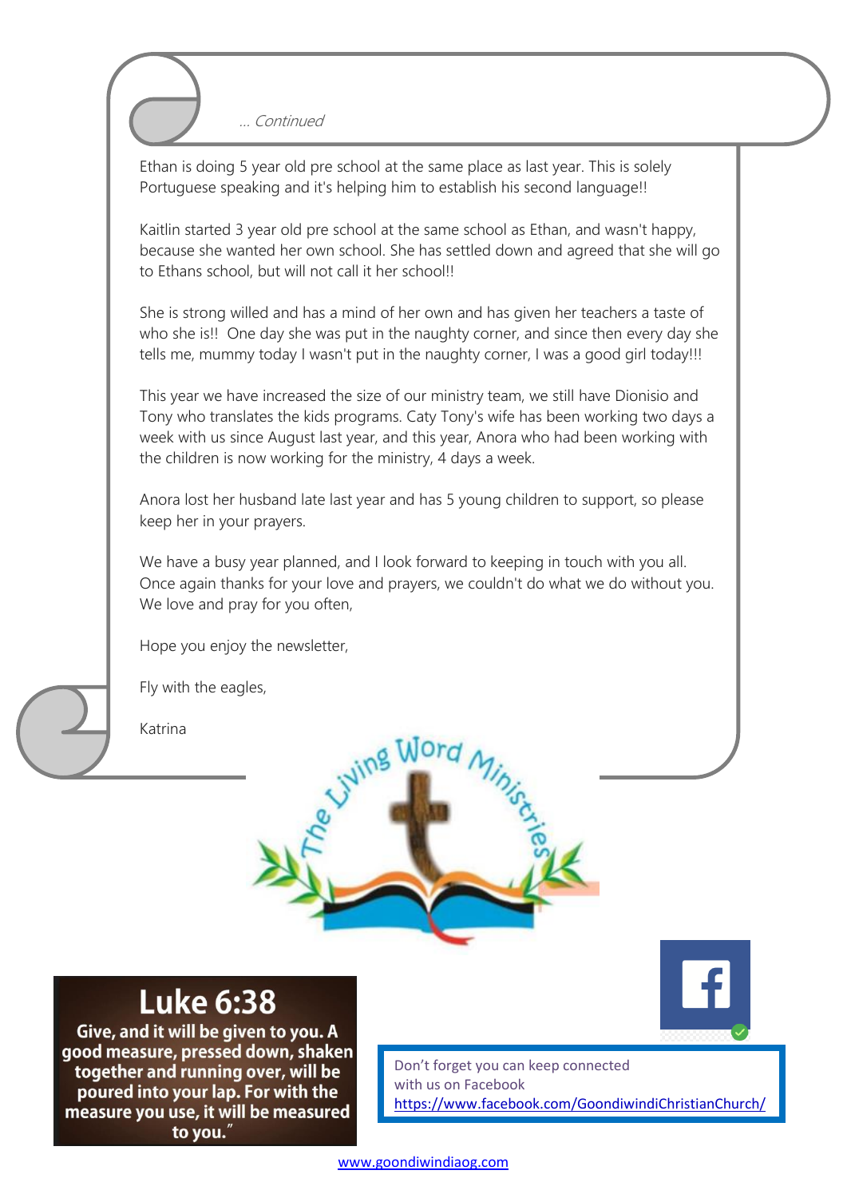*... Continued*

Ethan is doing 5 year old pre school at the same place as last year. This is solely Portuguese speaking and it's helping him to establish his second language!!

Kaitlin started 3 year old pre school at the same school as Ethan, and wasn't happy, because she wanted her own school. She has settled down and agreed that she will go to Ethans school, but will not call it her school!!

She is strong willed and has a mind of her own and has given her teachers a taste of who she is!! One day she was put in the naughty corner, and since then every day she tells me, mummy today I wasn't put in the naughty corner, I was a good girl today!!!

This year we have increased the size of our ministry team, we still have Dionisio and Tony who translates the kids programs. Caty Tony's wife has been working two days a week with us since August last year, and this year, Anora who had been working with the children is now working for the ministry, 4 days a week.

Anora lost her husband late last year and has 5 young children to support, so please keep her in your prayers.

We have a busy year planned, and I look forward to keeping in touch with you all. Once again thanks for your love and prayers, we couldn't do what we do without you. We love and pray for you often,

Hope you enjoy the newsletter,

Fly with the eagles,

Katrina

The Living Word Ministries

## Luke 6:38

**Give, and it will be given to you. A good measure, pressed down, shaken together and running over, will be poured into your lap. For with the measure you use, it will be measured to you."**

Don't forget you can keep connected with us on Facebook
https://www.facebook.com/GoondiwindiChristianChurch/

www.goondiwindiaog.com